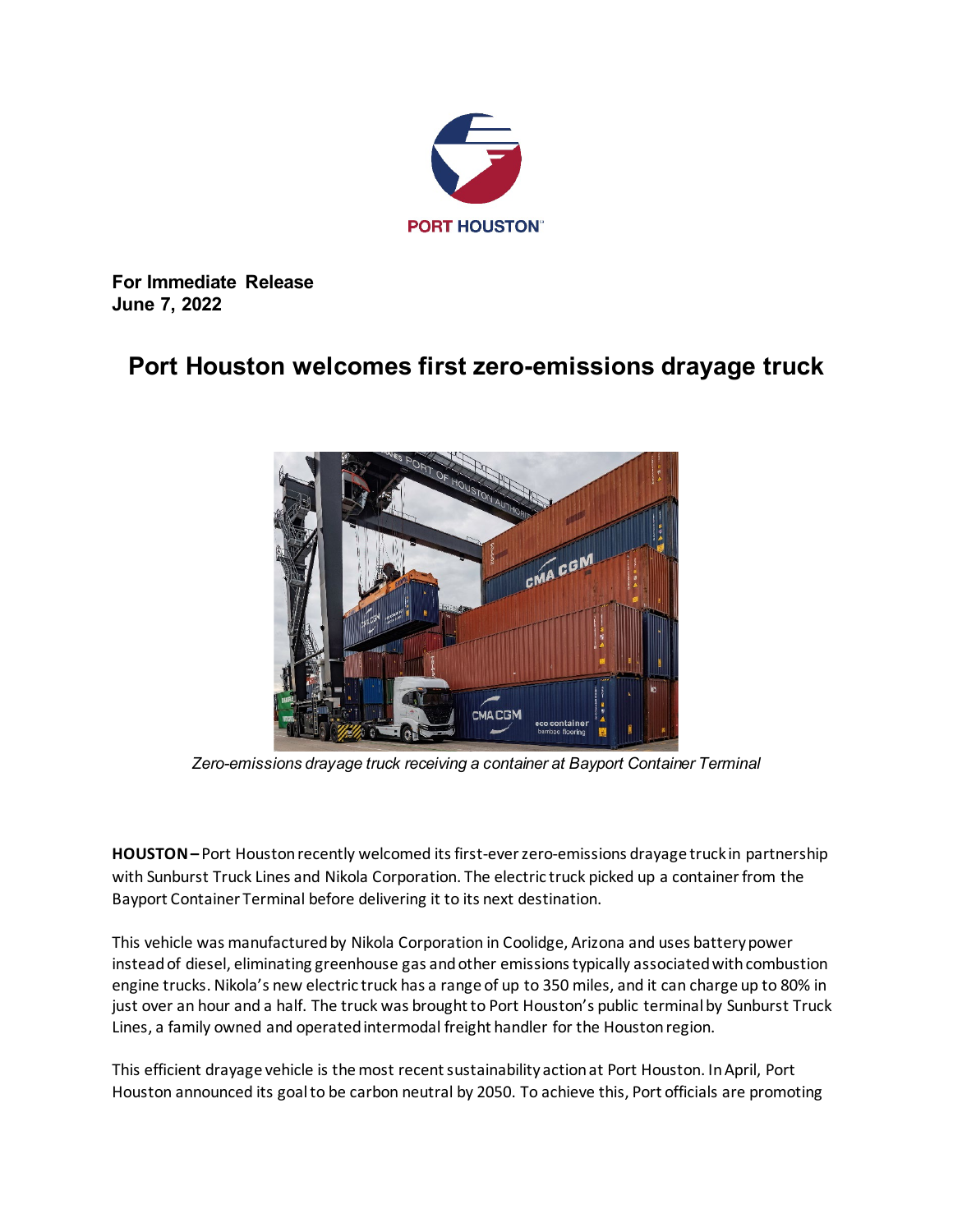PORT HOUSTON

**For Immediate Release**
**June 7, 2022**

# Port Houston welcomes first zero-emissions drayage truck

*Zero-emissions drayage truck receiving a container at Bayport Container Terminal*

**HOUSTON –** Port Houston recently welcomed its first-ever zero-emissions drayage truck in partnership with Sunburst Truck Lines and Nikola Corporation. The electric truck picked up a container from the Bayport Container Terminal before delivering it to its next destination.

This vehicle was manufactured by Nikola Corporation in Coolidge, Arizona and uses battery power instead of diesel, eliminating greenhouse gas and other emissions typically associated with combustion engine trucks. Nikola's new electric truck has a range of up to 350 miles, and it can charge up to 80% in just over an hour and a half. The truck was brought to Port Houston's public terminal by Sunburst Truck Lines, a family owned and operated intermodal freight handler for the Houston region.

This efficient drayage vehicle is the most recent sustainability action at Port Houston. In April, Port Houston announced its goal to be carbon neutral by 2050. To achieve this, Port officials are promoting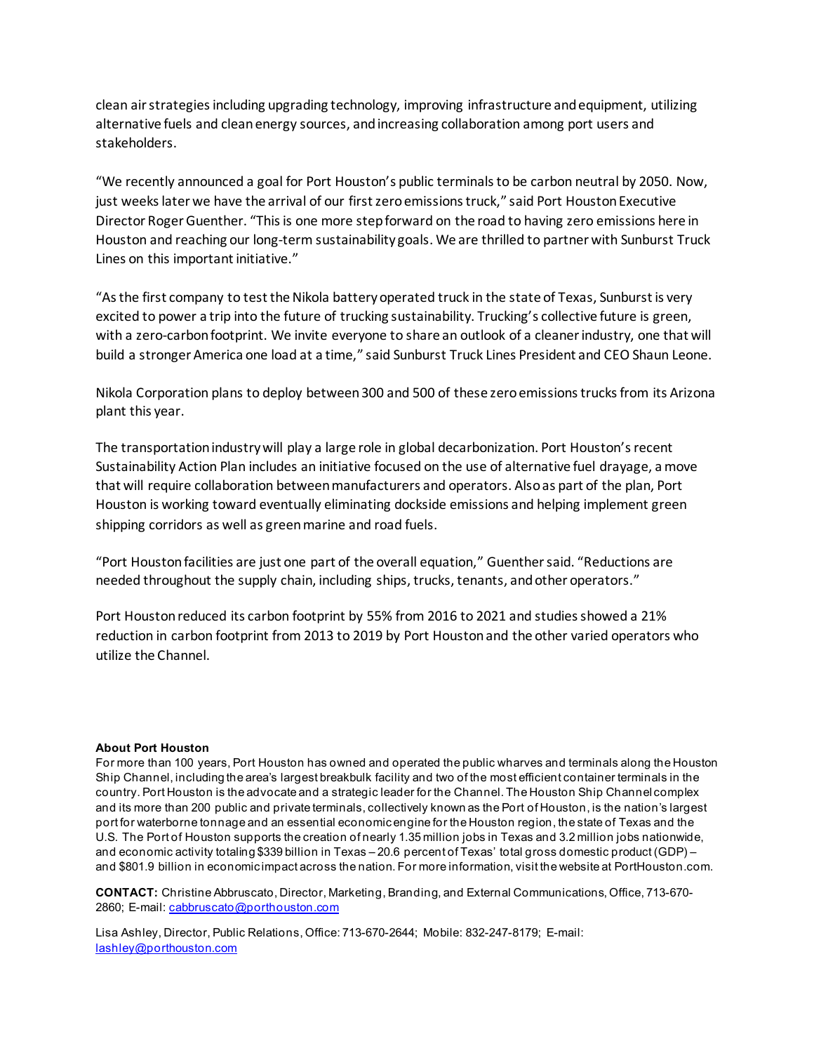clean air strategies including upgrading technology, improving infrastructure and equipment, utilizing alternative fuels and clean energy sources, and increasing collaboration among port users and stakeholders.

"We recently announced a goal for Port Houston's public terminals to be carbon neutral by 2050. Now, just weeks later we have the arrival of our first zero emissions truck," said Port Houston Executive Director Roger Guenther. "This is one more step forward on the road to having zero emissions here in Houston and reaching our long-term sustainability goals. We are thrilled to partner with Sunburst Truck Lines on this important initiative."

"As the first company to test the Nikola battery operated truck in the state of Texas, Sunburst is very excited to power a trip into the future of trucking sustainability. Trucking's collective future is green, with a zero-carbon footprint. We invite everyone to share an outlook of a cleaner industry, one that will build a stronger America one load at a time," said Sunburst Truck Lines President and CEO Shaun Leone.

Nikola Corporation plans to deploy between 300 and 500 of these zero emissions trucks from its Arizona plant this year.

The transportation industry will play a large role in global decarbonization. Port Houston's recent Sustainability Action Plan includes an initiative focused on the use of alternative fuel drayage, a move that will require collaboration between manufacturers and operators. Also as part of the plan, Port Houston is working toward eventually eliminating dockside emissions and helping implement green shipping corridors as well as green marine and road fuels.

"Port Houston facilities are just one part of the overall equation," Guenther said. "Reductions are needed throughout the supply chain, including ships, trucks, tenants, and other operators."

Port Houston reduced its carbon footprint by 55% from 2016 to 2021 and studies showed a 21% reduction in carbon footprint from 2013 to 2019 by Port Houston and the other varied operators who utilize the Channel.

**About Port Houston**
For more than 100 years, Port Houston has owned and operated the public wharves and terminals along the Houston Ship Channel, including the area's largest breakbulk facility and two of the most efficient container terminals in the country. Port Houston is the advocate and a strategic leader for the Channel. The Houston Ship Channel complex and its more than 200 public and private terminals, collectively known as the Port of Houston, is the nation's largest port for waterborne tonnage and an essential economic engine for the Houston region, the state of Texas and the U.S. The Port of Houston supports the creation of nearly 1.35 million jobs in Texas and 3.2 million jobs nationwide, and economic activity totaling $339 billion in Texas – 20.6 percent of Texas' total gross domestic product (GDP) – and $801.9 billion in economic impact across the nation. For more information, visit the website at PortHouston.com.

**CONTACT:** Christine Abbruscato, Director, Marketing, Branding, and External Communications, Office, 713-670-2860; E-mail: cabbruscato@porthouston.com

Lisa Ashley, Director, Public Relations, Office: 713-670-2644; Mobile: 832-247-8179; E-mail: lashley@porthouston.com